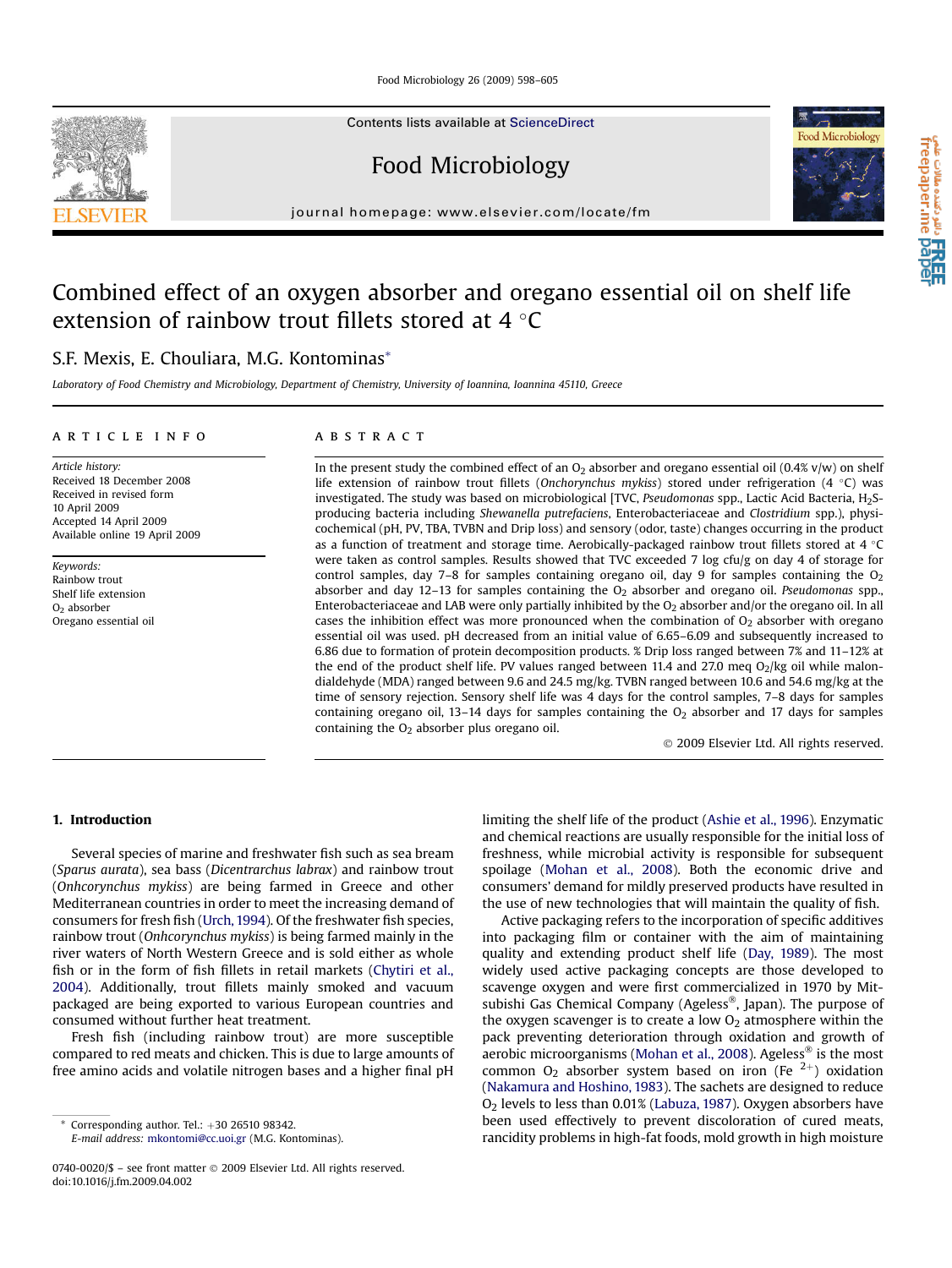# Combined effect of an oxygen absorber and oregano essential oil on shelf life extension of rainbow trout fillets stored at 4 °C

S.F. Mexis, E. Chouliara, M.G. Kontominas*

Laboratory of Food Chemistry and Microbiology, Department of Chemistry, University of Ioannina, Ioannina 45110, Greece

## ARTICLE INFO

*Article history:*
Received 18 December 2008
Received in revised form
10 April 2009
Accepted 14 April 2009
Available online 19 April 2009

*Keywords:*
Rainbow trout
Shelf life extension
$O_2$ absorber
Oregano essential oil

## ABSTRACT

In the present study the combined effect of an $O_2$ absorber and oregano essential oil (0.4% v/w) on shelf life extension of rainbow trout fillets (*Onchorynchus mykiss*) stored under refrigeration (4 °C) was investigated. The study was based on microbiological [TVC, *Pseudomonas* spp., Lactic Acid Bacteria, $H_2S$-producing bacteria including *Shewanella putrefaciens*, Enterobacteriaceae and *Clostridium* spp.), physicochemical (pH, PV, TBA, TVBN and Drip loss) and sensory (odor, taste) changes occurring in the product as a function of treatment and storage time. Aerobically-packaged rainbow trout fillets stored at 4 °C were taken as control samples. Results showed that TVC exceeded 7 log cfu/g on day 4 of storage for control samples, day 7–8 for samples containing oregano oil, day 9 for samples containing the $O_2$ absorber and day 12–13 for samples containing the $O_2$ absorber and oregano oil. *Pseudomonas* spp., Enterobacteriaceae and LAB were only partially inhibited by the $O_2$ absorber and/or the oregano oil. In all cases the inhibition effect was more pronounced when the combination of $O_2$ absorber with oregano essential oil was used. pH decreased from an initial value of 6.65–6.09 and subsequently increased to 6.86 due to formation of protein decomposition products. % Drip loss ranged between 7% and 11–12% at the end of the product shelf life. PV values ranged between 11.4 and 27.0 meq $O_2$/kg oil while malondialdehyde (MDA) ranged between 9.6 and 24.5 mg/kg. TVBN ranged between 10.6 and 54.6 mg/kg at the time of sensory rejection. Sensory shelf life was 4 days for the control samples, 7–8 days for samples containing oregano oil, 13–14 days for samples containing the $O_2$ absorber and 17 days for samples containing the $O_2$ absorber plus oregano oil.

© 2009 Elsevier Ltd. All rights reserved.

## 1. Introduction

Several species of marine and freshwater fish such as sea bream (*Sparus aurata*), sea bass (*Dicentrarchus labrax*) and rainbow trout (*Onhcorynchus mykiss*) are being farmed in Greece and other Mediterranean countries in order to meet the increasing demand of consumers for fresh fish (Urch, 1994). Of the freshwater fish species, rainbow trout (*Onhcorynchus mykiss*) is being farmed mainly in the river waters of North Western Greece and is sold either as whole fish or in the form of fish fillets in retail markets (Chytiri et al., 2004). Additionally, trout fillets mainly smoked and vacuum packaged are being exported to various European countries and consumed without further heat treatment.

Fresh fish (including rainbow trout) are more susceptible compared to red meats and chicken. This is due to large amounts of free amino acids and volatile nitrogen bases and a higher final pH limiting the shelf life of the product (Ashie et al., 1996). Enzymatic and chemical reactions are usually responsible for the initial loss of freshness, while microbial activity is responsible for subsequent spoilage (Mohan et al., 2008). Both the economic drive and consumers' demand for mildly preserved products have resulted in the use of new technologies that will maintain the quality of fish.

Active packaging refers to the incorporation of specific additives into packaging film or container with the aim of maintaining quality and extending product shelf life (Day, 1989). The most widely used active packaging concepts are those developed to scavenge oxygen and were first commercialized in 1970 by Mitsubishi Gas Chemical Company (Ageless®, Japan). The purpose of the oxygen scavenger is to create a low $O_2$ atmosphere within the pack preventing deterioration through oxidation and growth of aerobic microorganisms (Mohan et al., 2008). Ageless® is the most common $O_2$ absorber system based on iron ($Fe^{2+}$) oxidation (Nakamura and Hoshino, 1983). The sachets are designed to reduce $O_2$ levels to less than 0.01% (Labuza, 1987). Oxygen absorbers have been used effectively to prevent discoloration of cured meats, rancidity problems in high-fat foods, mold growth in high moisture

\* Corresponding author. Tel.: +30 26510 98342.
E-mail address: mkontomi@cc.uoi.gr (M.G. Kontominas).

0740-0020/$ – see front matter © 2009 Elsevier Ltd. All rights reserved.
doi:10.1016/j.fm.2009.04.002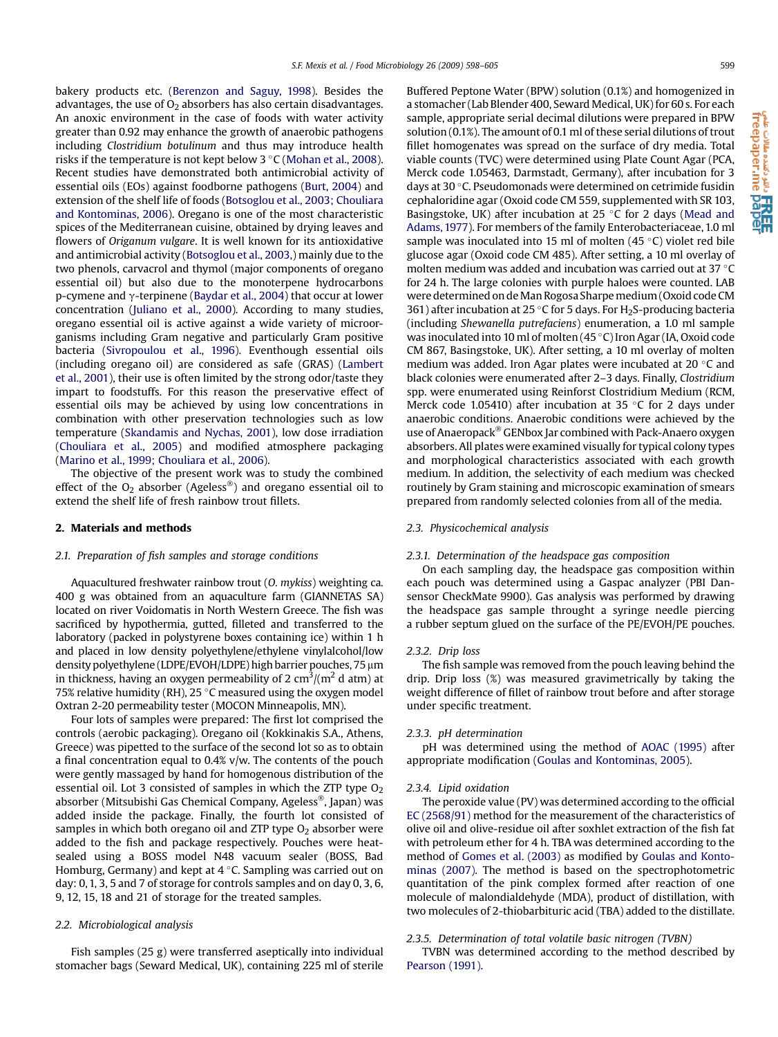bakery products etc. (Berenzon and Saguy, 1998). Besides the advantages, the use of $O_2$ absorbers has also certain disadvantages. An anoxic environment in the case of foods with water activity greater than 0.92 may enhance the growth of anaerobic pathogens including *Clostridium botulinum* and thus may introduce health risks if the temperature is not kept below 3 °C (Mohan et al., 2008). Recent studies have demonstrated both antimicrobial activity of essential oils (EOs) against foodborne pathogens (Burt, 2004) and extension of the shelf life of foods (Botsoglou et al., 2003; Chouliara and Kontominas, 2006). Oregano is one of the most characteristic spices of the Mediterranean cuisine, obtained by drying leaves and flowers of *Origanum vulgare*. It is well known for its antioxidative and antimicrobial activity (Botsoglou et al., 2003,) mainly due to the two phenols, carvacrol and thymol (major components of oregano essential oil) but also due to the monoterpene hydrocarbons p-cymene and γ-terpinene (Baydar et al., 2004) that occur at lower concentration (Juliano et al., 2000). According to many studies, oregano essential oil is active against a wide variety of microorganisms including Gram negative and particularly Gram positive bacteria (Sivropoulou et al., 1996). Eventhough essential oils (including oregano oil) are considered as safe (GRAS) (Lambert et al., 2001), their use is often limited by the strong odor/taste they impart to foodstuffs. For this reason the preservative effect of essential oils may be achieved by using low concentrations in combination with other preservation technologies such as low temperature (Skandamis and Nychas, 2001), low dose irradiation (Chouliara et al., 2005) and modified atmosphere packaging (Marino et al., 1999; Chouliara et al., 2006).

The objective of the present work was to study the combined effect of the $O_2$ absorber (Ageless®) and oregano essential oil to extend the shelf life of fresh rainbow trout fillets.

## 2. Materials and methods

### 2.1. Preparation of fish samples and storage conditions

Aquacultured freshwater rainbow trout (*O. mykiss*) weighting ca. 400 g was obtained from an aquaculture farm (GIANNETAS SA) located on river Voidomatis in North Western Greece. The fish was sacrificed by hypothermia, gutted, filleted and transferred to the laboratory (packed in polystyrene boxes containing ice) within 1 h and placed in low density polyethylene/ethylene vinylalcohol/low density polyethylene (LDPE/EVOH/LDPE) high barrier pouches, 75 μm in thickness, having an oxygen permeability of 2 $cm^3/(m^2$ d atm) at 75% relative humidity (RH), 25 °C measured using the oxygen model Oxtran 2-20 permeability tester (MOCON Minneapolis, MN).

Four lots of samples were prepared: The first lot comprised the controls (aerobic packaging). Oregano oil (Kokkinakis S.A., Athens, Greece) was pipetted to the surface of the second lot so as to obtain a final concentration equal to 0.4% v/w. The contents of the pouch were gently massaged by hand for homogenous distribution of the essential oil. Lot 3 consisted of samples in which the ZTP type $O_2$ absorber (Mitsubishi Gas Chemical Company, Ageless®, Japan) was added inside the package. Finally, the fourth lot consisted of samples in which both oregano oil and ZTP type $O_2$ absorber were added to the fish and package respectively. Pouches were heat-sealed using a BOSS model N48 vacuum sealer (BOSS, Bad Homburg, Germany) and kept at 4 °C. Sampling was carried out on day: 0, 1, 3, 5 and 7 of storage for controls samples and on day 0, 3, 6, 9, 12, 15, 18 and 21 of storage for the treated samples.

### 2.2. Microbiological analysis

Fish samples (25 g) were transferred aseptically into individual stomacher bags (Seward Medical, UK), containing 225 ml of sterile Buffered Peptone Water (BPW) solution (0.1%) and homogenized in a stomacher (Lab Blender 400, Seward Medical, UK) for 60 s. For each sample, appropriate serial decimal dilutions were prepared in BPW solution (0.1%). The amount of 0.1 ml of these serial dilutions of trout fillet homogenates was spread on the surface of dry media. Total viable counts (TVC) were determined using Plate Count Agar (PCA, Merck code 1.05463, Darmstadt, Germany), after incubation for 3 days at 30 °C. Pseudomonads were determined on cetrimide fusidin cephaloridine agar (Oxoid code CM 559, supplemented with SR 103, Basingstoke, UK) after incubation at 25 °C for 2 days (Mead and Adams, 1977). For members of the family Enterobacteriaceae, 1.0 ml sample was inoculated into 15 ml of molten (45 °C) violet red bile glucose agar (Oxoid code CM 485). After setting, a 10 ml overlay of molten medium was added and incubation was carried out at 37 °C for 24 h. The large colonies with purple haloes were counted. LAB were determined on de Man Rogosa Sharpe medium (Oxoid code CM 361) after incubation at 25 °C for 5 days. For $H_2S$-producing bacteria (including *Shewanella putrefaciens*) enumeration, a 1.0 ml sample was inoculated into 10 ml of molten (45 °C) Iron Agar (IA, Oxoid code CM 867, Basingstoke, UK). After setting, a 10 ml overlay of molten medium was added. Iron Agar plates were incubated at 20 °C and black colonies were enumerated after 2–3 days. Finally, *Clostridium* spp. were enumerated using Reinforst Clostridium Medium (RCM, Merck code 1.05410) after incubation at 35 °C for 2 days under anaerobic conditions. Anaerobic conditions were achieved by the use of Anaeropack® GENbox Jar combined with Pack-Anaero oxygen absorbers. All plates were examined visually for typical colony types and morphological characteristics associated with each growth medium. In addition, the selectivity of each medium was checked routinely by Gram staining and microscopic examination of smears prepared from randomly selected colonies from all of the media.

### 2.3. Physicochemical analysis

#### 2.3.1. Determination of the headspace gas composition

On each sampling day, the headspace gas composition within each pouch was determined using a Gaspac analyzer (PBI Dansensor CheckMate 9900). Gas analysis was performed by drawing the headspace gas sample throught a syringe needle piercing a rubber septum glued on the surface of the PE/EVOH/PE pouches.

#### 2.3.2. Drip loss

The fish sample was removed from the pouch leaving behind the drip. Drip loss (%) was measured gravimetrically by taking the weight difference of fillet of rainbow trout before and after storage under specific treatment.

#### 2.3.3. pH determination

pH was determined using the method of AOAC (1995) after appropriate modification (Goulas and Kontominas, 2005).

#### 2.3.4. Lipid oxidation

The peroxide value (PV) was determined according to the official EC (2568/91) method for the measurement of the characteristics of olive oil and olive-residue oil after soxhlet extraction of the fish fat with petroleum ether for 4 h. TBA was determined according to the method of Gomes et al. (2003) as modified by Goulas and Kontominas (2007). The method is based on the spectrophotometric quantitation of the pink complex formed after reaction of one molecule of malondialdehyde (MDA), product of distillation, with two molecules of 2-thiobarbituric acid (TBA) added to the distillate.

#### 2.3.5. Determination of total volatile basic nitrogen (TVBN)

TVBN was determined according to the method described by Pearson (1991).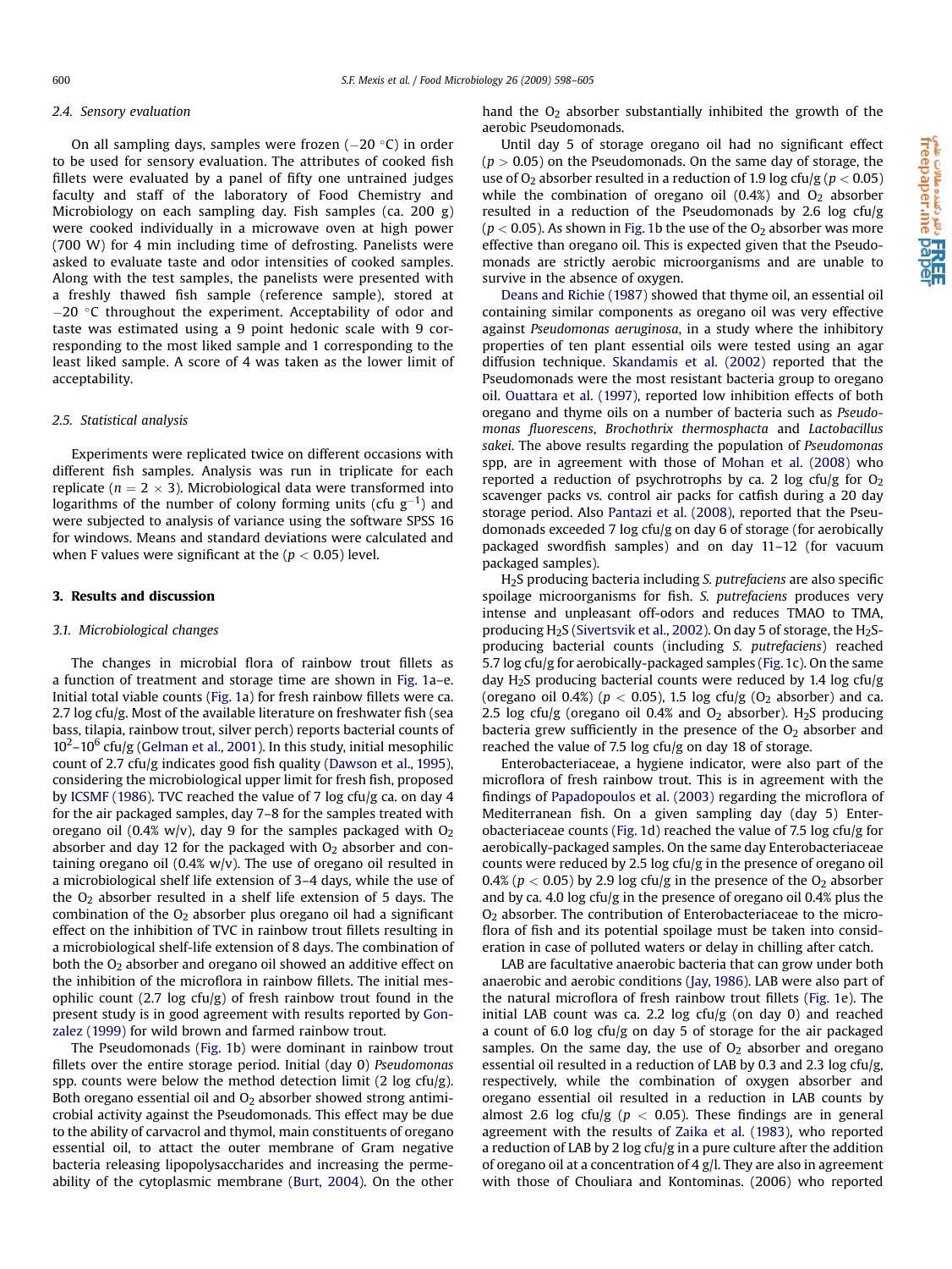### 2.4. Sensory evaluation

On all sampling days, samples were frozen (−20 °C) in order to be used for sensory evaluation. The attributes of cooked fish fillets were evaluated by a panel of fifty one untrained judges faculty and staff of the laboratory of Food Chemistry and Microbiology on each sampling day. Fish samples (ca. 200 g) were cooked individually in a microwave oven at high power (700 W) for 4 min including time of defrosting. Panelists were asked to evaluate taste and odor intensities of cooked samples. Along with the test samples, the panelists were presented with a freshly thawed fish sample (reference sample), stored at −20 °C throughout the experiment. Acceptability of odor and taste was estimated using a 9 point hedonic scale with 9 corresponding to the most liked sample and 1 corresponding to the least liked sample. A score of 4 was taken as the lower limit of acceptability.

### 2.5. Statistical analysis

Experiments were replicated twice on different occasions with different fish samples. Analysis was run in triplicate for each replicate ($n = 2 \times 3$). Microbiological data were transformed into logarithms of the number of colony forming units (cfu $g^{-1}$) and were subjected to analysis of variance using the software SPSS 16 for windows. Means and standard deviations were calculated and when F values were significant at the ($p < 0.05$) level.

## 3. Results and discussion

### 3.1. Microbiological changes

The changes in microbial flora of rainbow trout fillets as a function of treatment and storage time are shown in Fig. 1a–e. Initial total viable counts (Fig. 1a) for fresh rainbow fillets were ca. 2.7 log cfu/g. Most of the available literature on freshwater fish (sea bass, tilapia, rainbow trout, silver perch) reports bacterial counts of $10^2$–$10^6$ cfu/g (Gelman et al., 2001). In this study, initial mesophilic count of 2.7 cfu/g indicates good fish quality (Dawson et al., 1995), considering the microbiological upper limit for fresh fish, proposed by ICSMF (1986). TVC reached the value of 7 log cfu/g ca. on day 4 for the air packaged samples, day 7–8 for the samples treated with oregano oil (0.4% w/v), day 9 for the samples packaged with $O_2$ absorber and day 12 for the packaged with $O_2$ absorber and containing oregano oil (0.4% w/v). The use of oregano oil resulted in a microbiological shelf life extension of 3–4 days, while the use of the $O_2$ absorber resulted in a shelf life extension of 5 days. The combination of the $O_2$ absorber plus oregano oil had a significant effect on the inhibition of TVC in rainbow trout fillets resulting in a microbiological shelf-life extension of 8 days. The combination of both the $O_2$ absorber and oregano oil showed an additive effect on the inhibition of the microflora in rainbow fillets. The initial mesophilic count (2.7 log cfu/g) of fresh rainbow trout found in the present study is in good agreement with results reported by Gonzalez (1999) for wild brown and farmed rainbow trout.

The Pseudomonads (Fig. 1b) were dominant in rainbow trout fillets over the entire storage period. Initial (day 0) *Pseudomonas* spp. counts were below the method detection limit (2 log cfu/g). Both oregano essential oil and $O_2$ absorber showed strong antimicrobial activity against the Pseudomonads. This effect may be due to the ability of carvacrol and thymol, main constituents of oregano essential oil, to attact the outer membrane of Gram negative bacteria releasing lipopolysaccharides and increasing the permeability of the cytoplasmic membrane (Burt, 2004). On the other hand the $O_2$ absorber substantially inhibited the growth of the aerobic Pseudomonads.

Until day 5 of storage oregano oil had no significant effect ($p > 0.05$) on the Pseudomonads. On the same day of storage, the use of $O_2$ absorber resulted in a reduction of 1.9 log cfu/g ($p < 0.05$) while the combination of oregano oil (0.4%) and $O_2$ absorber resulted in a reduction of the Pseudomonads by 2.6 log cfu/g ($p < 0.05$). As shown in Fig. 1b the use of the $O_2$ absorber was more effective than oregano oil. This is expected given that the Pseudomonads are strictly aerobic microorganisms and are unable to survive in the absence of oxygen.

Deans and Richie (1987) showed that thyme oil, an essential oil containing similar components as oregano oil was very effective against *Pseudomonas aeruginosa*, in a study where the inhibitory properties of ten plant essential oils were tested using an agar diffusion technique. Skandamis et al. (2002) reported that the Pseudomonads were the most resistant bacteria group to oregano oil. Ouattara et al. (1997), reported low inhibition effects of both oregano and thyme oils on a number of bacteria such as *Pseudomonas fluorescens*, *Brochothrix thermosphacta* and *Lactobacillus sakei*. The above results regarding the population of *Pseudomonas* spp, are in agreement with those of Mohan et al. (2008) who reported a reduction of psychrotrophs by ca. 2 log cfu/g for $O_2$ scavenger packs vs. control air packs for catfish during a 20 day storage period. Also Pantazi et al. (2008), reported that the Pseudomonads exceeded 7 log cfu/g on day 6 of storage (for aerobically packaged swordfish samples) and on day 11–12 (for vacuum packaged samples).

$H_2S$ producing bacteria including *S. putrefaciens* are also specific spoilage microorganisms for fish. *S. putrefaciens* produces very intense and unpleasant off-odors and reduces TMAO to TMA, producing $H_2S$ (Sivertsvik et al., 2002). On day 5 of storage, the $H_2S$-producing bacterial counts (including *S. putrefaciens*) reached 5.7 log cfu/g for aerobically-packaged samples (Fig. 1c). On the same day $H_2S$ producing bacterial counts were reduced by 1.4 log cfu/g (oregano oil 0.4%) ($p < 0.05$), 1.5 log cfu/g ($O_2$ absorber) and ca. 2.5 log cfu/g (oregano oil 0.4% and $O_2$ absorber). $H_2S$ producing bacteria grew sufficiently in the presence of the $O_2$ absorber and reached the value of 7.5 log cfu/g on day 18 of storage.

Enterobacteriaceae, a hygiene indicator, were also part of the microflora of fresh rainbow trout. This is in agreement with the findings of Papadopoulos et al. (2003) regarding the microflora of Mediterranean fish. On a given sampling day (day 5) Enterobacteriaceae counts (Fig. 1d) reached the value of 7.5 log cfu/g for aerobically-packaged samples. On the same day Enterobacteriaceae counts were reduced by 2.5 log cfu/g in the presence of oregano oil 0.4% ($p < 0.05$) by 2.9 log cfu/g in the presence of the $O_2$ absorber and by ca. 4.0 log cfu/g in the presence of oregano oil 0.4% plus the $O_2$ absorber. The contribution of Enterobacteriaceae to the microflora of fish and its potential spoilage must be taken into consideration in case of polluted waters or delay in chilling after catch.

LAB are facultative anaerobic bacteria that can grow under both anaerobic and aerobic conditions (Jay, 1986). LAB were also part of the natural microflora of fresh rainbow trout fillets (Fig. 1e). The initial LAB count was ca. 2.2 log cfu/g (on day 0) and reached a count of 6.0 log cfu/g on day 5 of storage for the air packaged samples. On the same day, the use of $O_2$ absorber and oregano essential oil resulted in a reduction of LAB by 0.3 and 2.3 log cfu/g, respectively, while the combination of oxygen absorber and oregano essential oil resulted in a reduction in LAB counts by almost 2.6 log cfu/g ($p < 0.05$). These findings are in general agreement with the results of Zaika et al. (1983), who reported a reduction of LAB by 2 log cfu/g in a pure culture after the addition of oregano oil at a concentration of 4 g/l. They are also in agreement with those of Chouliara and Kontominas. (2006) who reported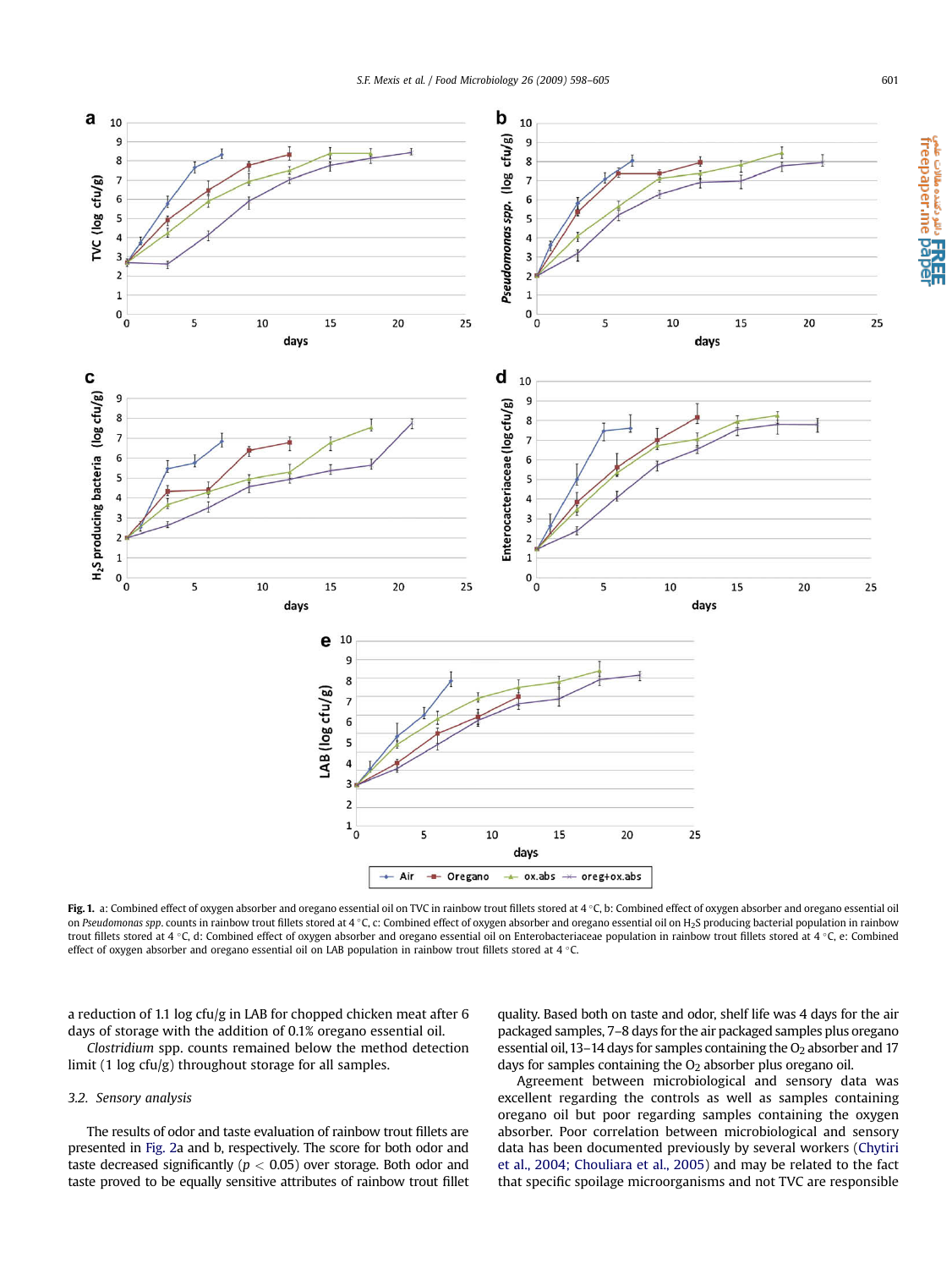**Fig. 1.** a: Combined effect of oxygen absorber and oregano essential oil on TVC in rainbow trout fillets stored at 4 °C, b: Combined effect of oxygen absorber and oregano essential oil on *Pseudomonas spp.* counts in rainbow trout fillets stored at 4 °C, c: Combined effect of oxygen absorber and oregano essential oil on $H_2S$ producing bacterial population in rainbow trout fillets stored at 4 °C, d: Combined effect of oxygen absorber and oregano essential oil on Enterobacteriaceae population in rainbow trout fillets stored at 4 °C, e: Combined effect of oxygen absorber and oregano essential oil on LAB population in rainbow trout fillets stored at 4 °C.

a reduction of 1.1 log cfu/g in LAB for chopped chicken meat after 6 days of storage with the addition of 0.1% oregano essential oil.

*Clostridium* spp. counts remained below the method detection limit (1 log cfu/g) throughout storage for all samples.

### 3.2. Sensory analysis

The results of odor and taste evaluation of rainbow trout fillets are presented in Fig. 2a and b, respectively. The score for both odor and taste decreased significantly ($p < 0.05$) over storage. Both odor and taste proved to be equally sensitive attributes of rainbow trout fillet quality. Based both on taste and odor, shelf life was 4 days for the air packaged samples, 7–8 days for the air packaged samples plus oregano essential oil, 13–14 days for samples containing the $O_2$ absorber and 17 days for samples containing the $O_2$ absorber plus oregano oil.

Agreement between microbiological and sensory data was excellent regarding the controls as well as samples containing oregano oil but poor regarding samples containing the oxygen absorber. Poor correlation between microbiological and sensory data has been documented previously by several workers (Chytiri et al., 2004; Chouliara et al., 2005) and may be related to the fact that specific spoilage microorganisms and not TVC are responsible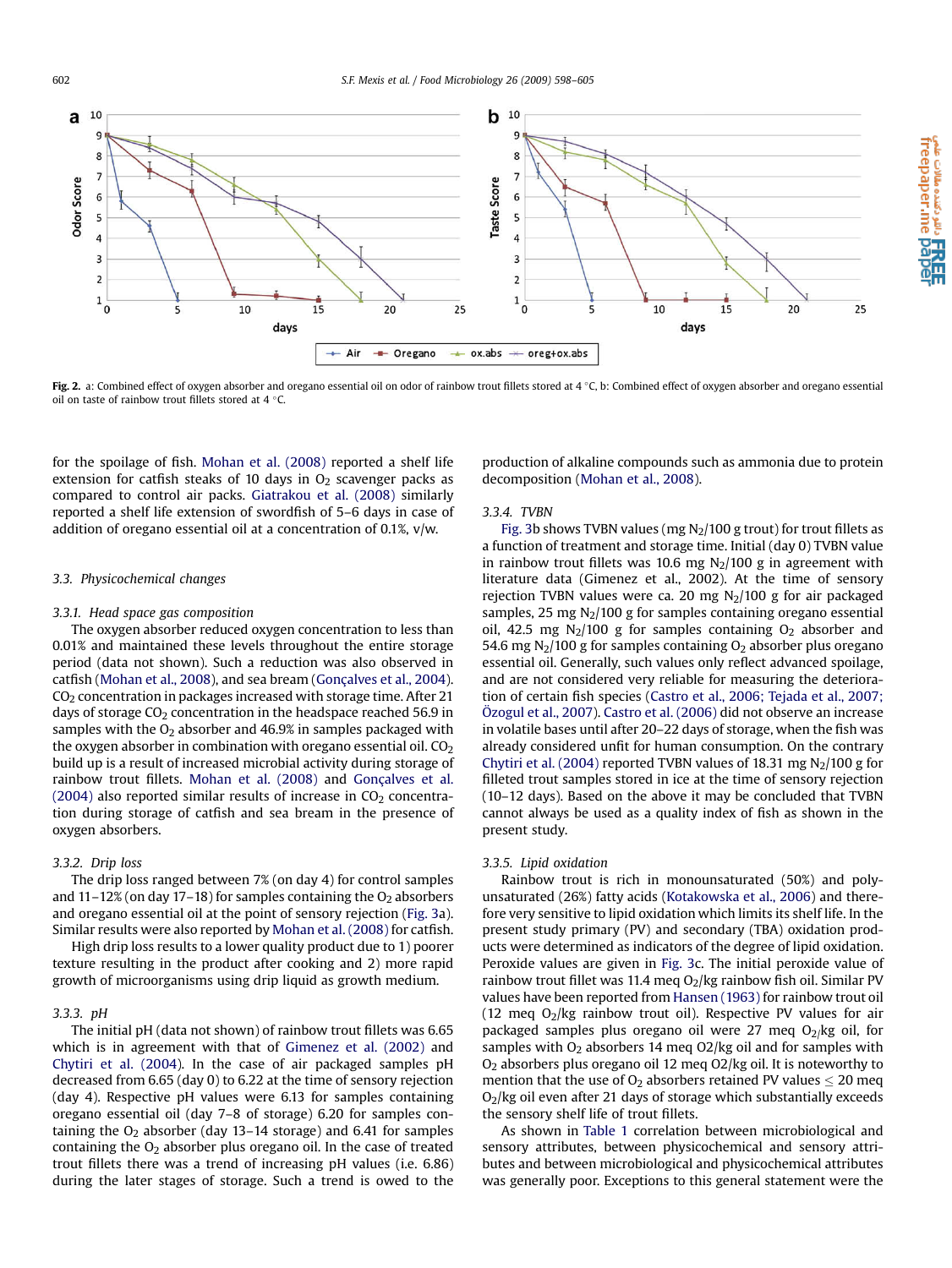Fig. 2. a: Combined effect of oxygen absorber and oregano essential oil on odor of rainbow trout fillets stored at 4 °C, b: Combined effect of oxygen absorber and oregano essential oil on taste of rainbow trout fillets stored at 4 °C.

for the spoilage of fish. Mohan et al. (2008) reported a shelf life extension for catfish steaks of 10 days in $O_2$ scavenger packs as compared to control air packs. Giatrakou et al. (2008) similarly reported a shelf life extension of swordfish of 5–6 days in case of addition of oregano essential oil at a concentration of 0.1%, v/w.

### 3.3. Physicochemical changes

#### 3.3.1. Head space gas composition

The oxygen absorber reduced oxygen concentration to less than 0.01% and maintained these levels throughout the entire storage period (data not shown). Such a reduction was also observed in catfish (Mohan et al., 2008), and sea bream (Gonçalves et al., 2004). $CO_2$ concentration in packages increased with storage time. After 21 days of storage $CO_2$ concentration in the headspace reached 56.9 in samples with the $O_2$ absorber and 46.9% in samples packaged with the oxygen absorber in combination with oregano essential oil. $CO_2$ build up is a result of increased microbial activity during storage of rainbow trout fillets. Mohan et al. (2008) and Gonçalves et al. (2004) also reported similar results of increase in $CO_2$ concentration during storage of catfish and sea bream in the presence of oxygen absorbers.

#### 3.3.2. Drip loss

The drip loss ranged between 7% (on day 4) for control samples and 11–12% (on day 17–18) for samples containing the $O_2$ absorbers and oregano essential oil at the point of sensory rejection (Fig. 3a). Similar results were also reported by Mohan et al. (2008) for catfish.

High drip loss results to a lower quality product due to 1) poorer texture resulting in the product after cooking and 2) more rapid growth of microorganisms using drip liquid as growth medium.

#### 3.3.3. pH

The initial pH (data not shown) of rainbow trout fillets was 6.65 which is in agreement with that of Gimenez et al. (2002) and Chytiri et al. (2004). In the case of air packaged samples pH decreased from 6.65 (day 0) to 6.22 at the time of sensory rejection (day 4). Respective pH values were 6.13 for samples containing oregano essential oil (day 7–8 of storage) 6.20 for samples containing the $O_2$ absorber (day 13–14 storage) and 6.41 for samples containing the $O_2$ absorber plus oregano oil. In the case of treated trout fillets there was a trend of increasing pH values (i.e. 6.86) during the later stages of storage. Such a trend is owed to the production of alkaline compounds such as ammonia due to protein decomposition (Mohan et al., 2008).

#### 3.3.4. TVBN

Fig. 3b shows TVBN values (mg $N_2$/100 g trout) for trout fillets as a function of treatment and storage time. Initial (day 0) TVBN value in rainbow trout fillets was 10.6 mg $N_2$/100 g in agreement with literature data (Gimenez et al., 2002). At the time of sensory rejection TVBN values were ca. 20 mg $N_2$/100 g for air packaged samples, 25 mg $N_2$/100 g for samples containing oregano essential oil, 42.5 mg $N_2$/100 g for samples containing $O_2$ absorber and 54.6 mg $N_2$/100 g for samples containing $O_2$ absorber plus oregano essential oil. Generally, such values only reflect advanced spoilage, and are not considered very reliable for measuring the deterioration of certain fish species (Castro et al., 2006; Tejada et al., 2007; Özogul et al., 2007). Castro et al. (2006) did not observe an increase in volatile bases until after 20–22 days of storage, when the fish was already considered unfit for human consumption. On the contrary Chytiri et al. (2004) reported TVBN values of 18.31 mg $N_2$/100 g for filleted trout samples stored in ice at the time of sensory rejection (10–12 days). Based on the above it may be concluded that TVBN cannot always be used as a quality index of fish as shown in the present study.

#### 3.3.5. Lipid oxidation

Rainbow trout is rich in monounsaturated (50%) and polyunsaturated (26%) fatty acids (Kotakowska et al., 2006) and therefore very sensitive to lipid oxidation which limits its shelf life. In the present study primary (PV) and secondary (TBA) oxidation products were determined as indicators of the degree of lipid oxidation. Peroxide values are given in Fig. 3c. The initial peroxide value of rainbow trout fillet was 11.4 meq $O_2$/kg rainbow fish oil. Similar PV values have been reported from Hansen (1963) for rainbow trout oil (12 meq $O_2$/kg rainbow trout oil). Respective PV values for air packaged samples plus oregano oil were 27 meq $O_2$/kg oil, for samples with $O_2$ absorbers 14 meq O2/kg oil and for samples with $O_2$ absorbers plus oregano oil 12 meq O2/kg oil. It is noteworthy to mention that the use of $O_2$ absorbers retained PV values $\leq$ 20 meq $O_2$/kg oil even after 21 days of storage which substantially exceeds the sensory shelf life of trout fillets.

As shown in Table 1 correlation between microbiological and sensory attributes, between physicochemical and sensory attributes and between microbiological and physicochemical attributes was generally poor. Exceptions to this general statement were the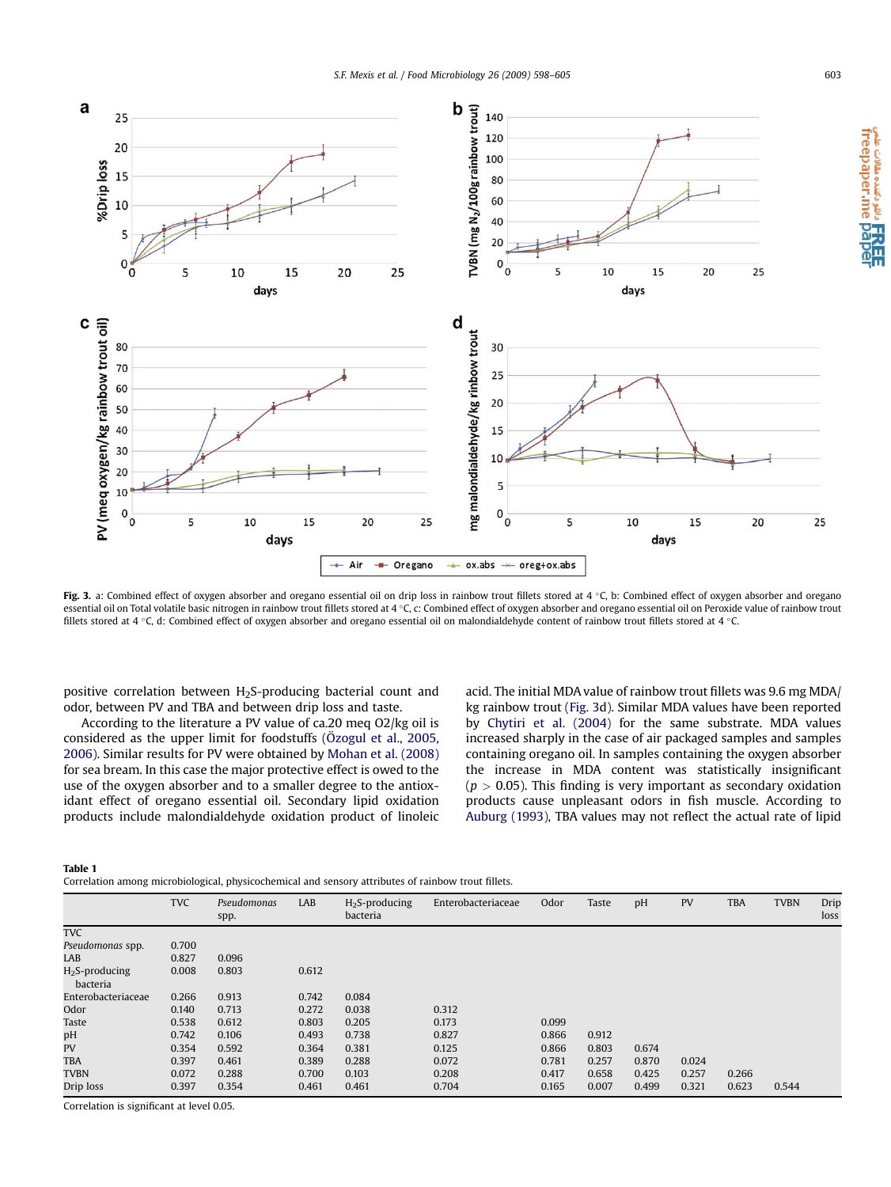Fig. 3. a: Combined effect of oxygen absorber and oregano essential oil on drip loss in rainbow trout fillets stored at 4 °C, b: Combined effect of oxygen absorber and oregano essential oil on Total volatile basic nitrogen in rainbow trout fillets stored at 4 °C, c: Combined effect of oxygen absorber and oregano essential oil on Peroxide value of rainbow trout fillets stored at 4 °C, d: Combined effect of oxygen absorber and oregano essential oil on malondialdehyde content of rainbow trout fillets stored at 4 °C.

positive correlation between $H_2S$-producing bacterial count and odor, between PV and TBA and between drip loss and taste.

According to the literature a PV value of ca.20 meq O2/kg oil is considered as the upper limit for foodstuffs (Özogul et al., 2005, 2006). Similar results for PV were obtained by Mohan et al. (2008) for sea bream. In this case the major protective effect is owed to the use of the oxygen absorber and to a smaller degree to the antioxidant effect of oregano essential oil. Secondary lipid oxidation products include malondialdehyde oxidation product of linoleic acid. The initial MDA value of rainbow trout fillets was 9.6 mg MDA/kg rainbow trout (Fig. 3d). Similar MDA values have been reported by Chytiri et al. (2004) for the same substrate. MDA values increased sharply in the case of air packaged samples and samples containing oregano oil. In samples containing the oxygen absorber the increase in MDA content was statistically insignificant ($p > 0.05$). This finding is very important as secondary oxidation products cause unpleasant odors in fish muscle. According to Auburg (1993), TBA values may not reflect the actual rate of lipid

**Table 1**
Correlation among microbiological, physicochemical and sensory attributes of rainbow trout fillets.

| | TVC | *Pseudomonas* spp. | LAB | $H_2S$-producing bacteria | Enterobacteriaceae | Odor | Taste | pH | PV | TBA | TVBN | Drip loss |
|---|---|---|---|---|---|---|---|---|---|---|---|---|
| TVC | | | | | | | | | | | | |
| *Pseudomonas* spp. | 0.700 | | | | | | | | | | | |
| LAB | 0.827 | 0.096 | | | | | | | | | | |
| $H_2S$-producing bacteria | 0.008 | 0.803 | 0.612 | | | | | | | | | |
| Enterobacteriaceae | 0.266 | 0.913 | 0.742 | 0.084 | | | | | | | | |
| Odor | 0.140 | 0.713 | 0.272 | 0.038 | 0.312 | | | | | | | |
| Taste | 0.538 | 0.612 | 0.803 | 0.205 | 0.173 | 0.099 | | | | | | |
| pH | 0.742 | 0.106 | 0.493 | 0.738 | 0.827 | 0.866 | 0.912 | | | | | |
| PV | 0.354 | 0.592 | 0.364 | 0.381 | 0.125 | 0.866 | 0.803 | 0.674 | | | | |
| TBA | 0.397 | 0.461 | 0.389 | 0.288 | 0.072 | 0.781 | 0.257 | 0.870 | 0.024 | | | |
| TVBN | 0.072 | 0.288 | 0.700 | 0.103 | 0.208 | 0.417 | 0.658 | 0.425 | 0.257 | 0.266 | | |
| Drip loss | 0.397 | 0.354 | 0.461 | 0.461 | 0.704 | 0.165 | 0.007 | 0.499 | 0.321 | 0.623 | 0.544 | |

Correlation is significant at level 0.05.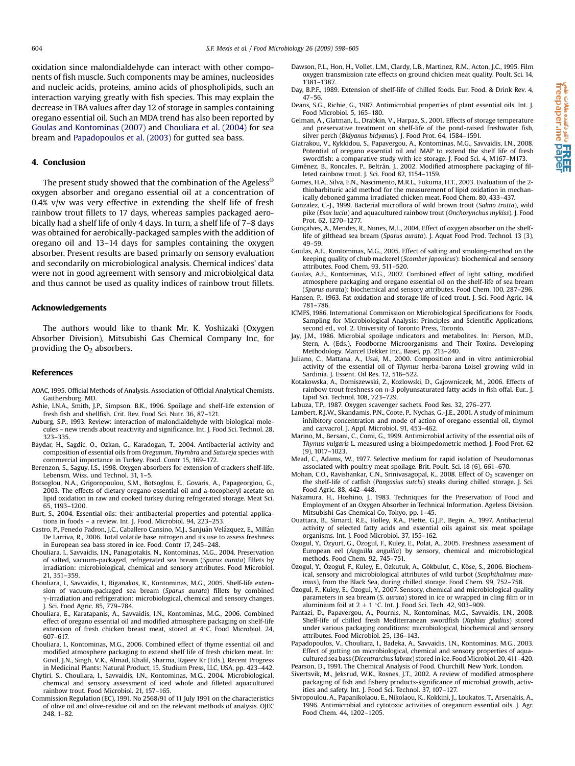oxidation since malondialdehyde can interact with other components of fish muscle. Such components may be amines, nucleosides and nucleic acids, proteins, amino acids of phospholipids, such an interaction varying greatly with fish species. This may explain the decrease in TBA values after day 12 of storage in samples containing oregano essential oil. Such an MDA trend has also been reported by Goulas and Kontominas (2007) and Chouliara et al. (2004) for sea bream and Papadopoulos et al. (2003) for gutted sea bass.

## 4. Conclusion

The present study showed that the combination of the Ageless® oxygen absorber and oregano essential oil at a concentration of 0.4% v/w was very effective in extending the shelf life of fresh rainbow trout fillets to 17 days, whereas samples packaged aerobically had a shelf life of only 4 days. In turn, a shelf life of 7–8 days was obtained for aerobically-packaged samples with the addition of oregano oil and 13–14 days for samples containing the oxygen absorber. Present results are based primarly on sensory evaluation and secondarily on microbiological analysis. Chemical indices' data were not in good agreement with sensory and microbiolgical data and thus cannot be used as quality indices of rainbow trout fillets.

## Acknowledgements

The authors would like to thank Mr. K. Yoshizaki (Oxygen Absorber Division), Mitsubishi Gas Chemical Company Inc, for providing the $O_2$ absorbers.

## References

AOAC, 1995. Official Methods of Analysis. Association of Official Analytical Chemists, Gaithersburg, MD.

Ashie, I.N.A., Smith, J.P., Simpson, B.K., 1996. Spoilage and shelf-life extension of fresh fish and shellfish. Crit. Rev. Food Sci. Nutr. 36, 87–121.

Auburg, S.P., 1993. Review: interaction of malondialdehyde with biological molecules – new trends about reactivity and significance. Int. J. Food Sci. Technol. 28, 323–335.

Baydar, H., Sagdic, O., Ozkan, G., Karadogan, T., 2004. Antibacterial activity and composition of essential oils from *Oreganum, Thymbra* and *Satureja* species with commercial importance in Turkey. Food. Contr 15, 169–172.

Berenzon, S., Saguy, I.S., 1998. Oxygen absorbers for extension of crackers shelf-life. Lebensm. Wiss. und Technol. 31, 1–5.

Botsoglou, N.A., Grigoropoulou, S.M., Botsoglou, E., Govaris, A., Papageorgiou, G., 2003. The effects of dietary oregano essential oil and a-tocopheryl acetate on lipid oxidation in raw and cooked turkey during refrigerated storage. Meat Sci. 65, 1193–1200.

Burt, S., 2004. Essential oils: their antibacterial properties and potential applications in foods – a review. Int. J. Food. Microbiol. 94, 223–253.

Castro, P., Penedo Padron, J.C., Caballero Cansino, M.J., Sanjuán Velázquez, E., Millán De Larriva, R., 2006. Total volatile base nitrogen and its use to assess freshness in European sea bass stored in ice. Food. Contr 17, 245–248.

Chouliara, I., Savvaidis, I.N., Panagiotakis, N., Kontominas, M.G., 2004. Preservation of salted, vacuum-packaged, refrigerated sea bream (*Sparus aurata*) fillets by irradiation: microbiological, chemical and sensory attributes. Food Microbiol. 21, 351–359.

Chouliara, I., Savvaidis, I., Riganakos, K., Kontominas, M.G., 2005. Shelf-life extension of vacuum-packaged sea bream (*Sparus aurata*) fillets by combined γ-irradiation and refrigeration: microbiological, chemical and sensory changes. J. Sci. Food Agric. 85, 779–784.

Chouliara, E., Karatapanis, A., Savvaidis, I.N., Kontominas, M.G., 2006. Combined effect of oregano essential oil and modified atmosphere packaging on shelf-life extension of fresh chicken breast meat, stored at 4 °C. Food Microbiol. 24, 607–617.

Chouliara, I., Kontominas, M.G., 2006. Combined effect of thyme essential oil and modified atmosphere packaging to extend shelf life of fresh chicken meat. In: Govil, J.N., Singh, V.K., Almad, Khalil, Sharma, Rajeev Kr (Eds.), Recent Progress in Medicinal Plants: Natural Product, 15. Studium Press, LLC, USA, pp. 423–442.

Chytiri, S., Chouliara, I., Savvaidis, I.N., Kontominas, M.G., 2004. Microbiological, chemical and sensory assessment of iced whole and filleted aquacultured rainbow trout. Food Microbiol. 21, 157–165.

Commission Regulation (EC), 1991. No 2568/91 of 11 July 1991 on the characteristics of olive oil and olive-residue oil and on the relevant methods of analysis. OJEC 248, 1–82.

Dawson, P.L., Hon, H., Vollet, L.M., Clardy, L.B., Martinez, R.M., Acton, J.C., 1995. Film oxygen transmission rate effects on ground chicken meat quality. Poult. Sci. 14, 1381–1387.

Day, B.P.F., 1989. Extension of shelf-life of chilled foods. Eur. Food. & Drink Rev. 4, 47–56.

Deans, S.G., Richie, G., 1987. Antimicrobial properties of plant essential oils. Int. J. Food Microbiol. 5, 165–180.

Gelman, A., Glatman, L., Drabkin, V., Harpaz, S., 2001. Effects of storage temperature and preservative treatment on shelf-life of the pond-raised freshwater fish, silver perch (*Bidyanus bidyanus*). J. Food Prot. 64, 1584–1591.

Giatrakou, V., Kykkidou, S., Papavergou, A., Kontominas, M.G., Savvaidis, I.N., 2008. Potential of oregano essential oil and MAP to extend the shelf life of fresh swordfish: a comparative study with ice storage. J. Food Sci. 4, M167–M173.

Giménez, B., Roncales, P., Beltrán, J., 2002. Modified atmosphere packaging of filleted rainbow trout. J. Sci. Food 82, 1154–1159.

Gomes, H.A., Silva, E.N., Nascimento, M.R.L., Fukuma, H.T., 2003. Evaluation of the 2-thiobarbituric acid method for the measurement of lipid oxidation in mechanically deboned gamma irradiated chicken meat. Food Chem. 80, 433–437.

Gonzalez, C.-J., 1999. Bacterial microflora of wild brown trout (*Salmo trutta*), wild pike (*Esox luciu*) and aquacultured rainbow trout (*Onchorynchus mykiss*). J. Food Prot. 62, 1270–1277.

Gonçalves, A., Mendes, R., Nunes, M.L., 2004. Effect of oxygen absorber on the shelf-life of gilthead sea bream (*Sparus aurata*). J. Aquat Food Prod. Technol. 13 (3), 49–59.

Goulas, A.E., Kontominas, M.G., 2005. Effect of salting and smoking-method on the keeping quality of chub mackerel (*Scomber japonicus*): biochemical and sensory attributes. Food Chem. 93, 511–520.

Goulas, A.E., Kontominas, M.G., 2007. Combined effect of light salting, modified atmosphere packaging and oregano essential oil on the shelf-life of sea bream (*Sparus aurata*): biochemical and sensory attributes. Food Chem. 100, 287–296.

Hansen, P., 1963. Fat oxidation and storage life of iced trout. J. Sci. Food Agric. 14, 781–786.

ICMFS, 1986. International Commission on Microbiological Specifications for Foods, Sampling for Microbiological Analysis: Principles and Scientific Applications, second ed., vol. 2. University of Toronto Press, Toronto.

Jay, J.M., 1986. Microbial spoilage indicators and metabolites. In: Pierson, M.D., Stern, A. (Eds.), Foodborne Microorganisms and Their Toxins. Developing Methodology. Marcel Dekker Inc., Basel, pp. 213–240.

Juliano, C., Mattana, A., Usai, M., 2000. Composition and in vitro antimicrobial activity of the essential oil of *Thymus* herba-barona Loisel growing wild in Sardinia. J. Essent. Oil Res. 12, 516–522.

Kotakowska, A., Domiszewski, Z., Kozlowski, D., Gajowniczek, M., 2006. Effects of rainbow trout freshness on *n-3* polyunsaturated fatty acids in fish offal. Eur.. J. Lipid Sci. Technol. 108, 723–729.

Labuza, T.P., 1987. Oxygen scavenger sachets. Food Res. 32, 276–277.

Lambert, R.J.W., Skandamis, P.N., Coote, P., Nychas, G.-J.E., 2001. A study of minimum inhibitory concentration and mode of action of oregano essential oil, thymol and carvacrol. J. Appl. Microbiol. 91, 453–462.

Marino, M., Bersani, C., Comi, G., 1999. Antimicrobial activity of the essential oils of *Thymus vulgaris* L. measured using a bioimpedometric method. J. Food Prot. 62 (9), 1017–1023.

Mead, C., Adams, W., 1977. Selective medium for rapid isolation of Pseudomonas associated with poultry meat spoilage. Brit. Poult. Sci. 18 (6), 661–670.

Mohan, C.O., Ravishankar, C.N., Srinivasagopal, K., 2008. Effect of $O_2$ scavenger on the shelf-life of catfish (*Pangasius sutchi*) steaks during chilled storage. J. Sci. Food Agric. 88, 442–448.

Nakamura, H., Hoshino, J., 1983. Techniques for the Preservation of Food and Employment of an Oxygen Absorber in Technical Information. Ageless Division. Mitsubishi Gas Chemical Co, Tokyo, pp. 1–45.

Ouattara, B., Simard, R.E., Holley, R.A., Piette, G.J.P., Begin, A., 1997. Antibacterial activity of selected fatty acids and essential oils against six meat spoilage organisms. Int. J. Food Microbiol. 37, 155–162.

Özogul, Y., Özyurt, G., Özogul, F., Kuley, E., Polat, A., 2005. Freshness assessment of European eel (*Anguilla anguilla*) by sensory, chemical and microbiological methods. Food Chem. 92, 745–751.

Özogul, Y., Özogul, F., Kuley, E., Özkutuk, A., Gökbulut, C., Köse, S., 2006. Biochemical, sensory and microbiological attributes of wild turbot (*Scophthalmus maximus*), from the Black Sea, during chilled storage. Food Chem. 99, 752–758.

Özogul, F., Kuley, E., Özogul, Y., 2007. Sensory, chemical and microbiological quality parameters in sea bream (*S. aurata*) stored in ice or wrapped in cling film or in aluminium foil at 2 ± 1 °C. Int. J. Food Sci. Tech. 42, 903–909.

Pantazi, D., Papavergou, A., Pournis, N., Kontominas, M.G., Savvaidis, I.N., 2008. Shelf-life of chilled fresh Mediterranean swordfish (*Xiphias gladius*) stored under various packaging conditions: microbiological, biochemical and sensory attributes. Food Microbiol. 25, 136–143.

Papadopoulos, V., Chouliara, I., Badeka, A., Savvaidis, I.N., Kontominas, M.G., 2003. Effect of gutting on microbiological, chemical and sensory properties of aquacultured sea bass (*Dicentrarchus labrax*) stored in ice. Food Microbiol. 20, 411–420.

Pearson, D., 1991. The Chemical Analysis of Food. Churchill, New York, London.

Sivertsvik, M., Jeksrud, W.K., Rosnes, J.T., 2002. A review of modified atmosphere packaging of fish and fishery products-significance of microbial growth, activities and safety. Int. J. Food Sci. Technol. 37, 107–127.

Sivropoulou, A., Papanikolaou, E., Nikolaou, K., Kokkini, J., Loukatos, T., Arsenakis, A., 1996. Antimicrobial and cytotoxic activities of oreganum essential oils. J. Agr. Food Chem. 44, 1202–1205.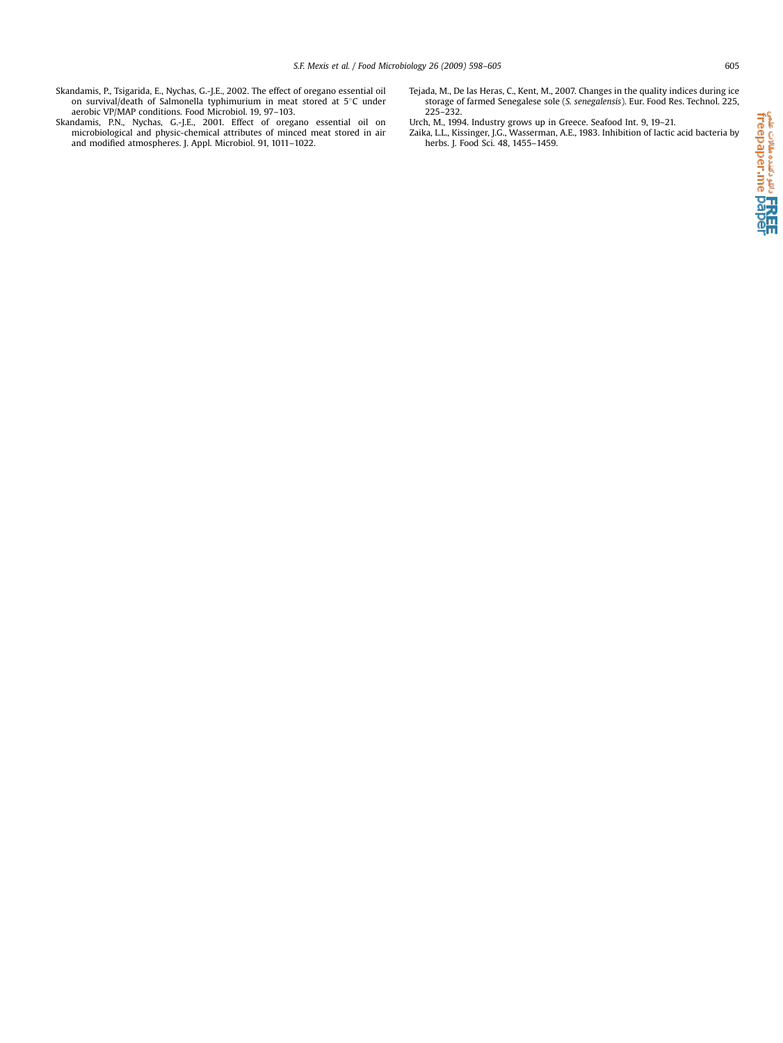Skandamis, P., Tsigarida, E., Nychas, G.-J.E., 2002. The effect of oregano essential oil on survival/death of Salmonella typhimurium in meat stored at 5°C under aerobic VP/MAP conditions. Food Microbiol. 19, 97–103.

Skandamis, P.N., Nychas, G.-J.E., 2001. Effect of oregano essential oil on microbiological and physic-chemical attributes of minced meat stored in air and modified atmospheres. J. Appl. Microbiol. 91, 1011–1022.

Tejada, M., De las Heras, C., Kent, M., 2007. Changes in the quality indices during ice storage of farmed Senegalese sole (*S. senegalensis*). Eur. Food Res. Technol. 225, 225–232.

Urch, M., 1994. Industry grows up in Greece. Seafood Int. 9, 19–21.

Zaika, L.L., Kissinger, J.G., Wasserman, A.E., 1983. Inhibition of lactic acid bacteria by herbs. J. Food Sci. 48, 1455–1459.